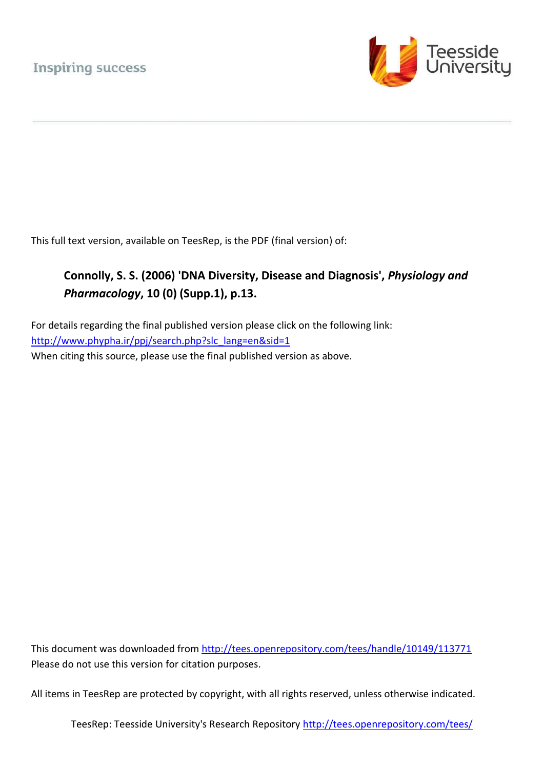Inspiring success

Teesside University

This full text version, available on TeesRep, is the PDF (final version) of:

**Connolly, S. S. (2006) 'DNA Diversity, Disease and Diagnosis', *Physiology and Pharmacology*, 10 (0) (Supp.1), p.13.**

For details regarding the final published version please click on the following link:
http://www.phypha.ir/ppj/search.php?slc_lang=en&sid=1
When citing this source, please use the final published version as above.

This document was downloaded from http://tees.openrepository.com/tees/handle/10149/113771
Please do not use this version for citation purposes.

All items in TeesRep are protected by copyright, with all rights reserved, unless otherwise indicated.

TeesRep: Teesside University's Research Repository http://tees.openrepository.com/tees/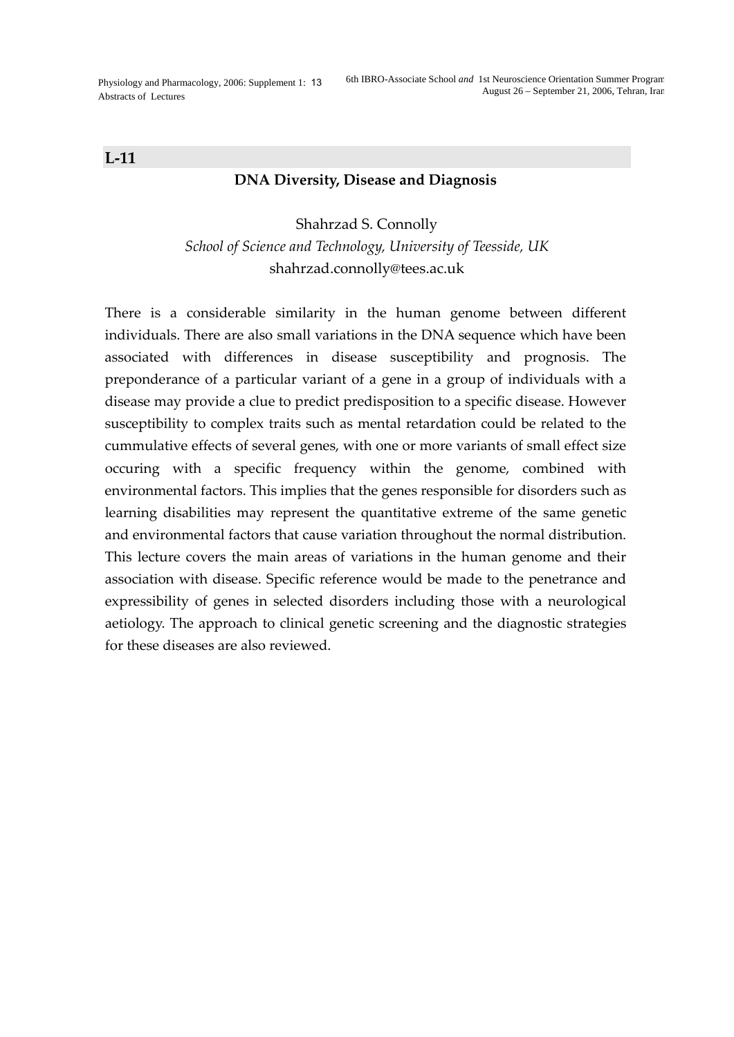## L-11

### DNA Diversity, Disease and Diagnosis

Shahrzad S. Connolly

*School of Science and Technology, University of Teesside, UK*

shahrzad.connolly@tees.ac.uk

There is a considerable similarity in the human genome between different individuals. There are also small variations in the DNA sequence which have been associated with differences in disease susceptibility and prognosis. The preponderance of a particular variant of a gene in a group of individuals with a disease may provide a clue to predict predisposition to a specific disease. However susceptibility to complex traits such as mental retardation could be related to the cummulative effects of several genes, with one or more variants of small effect size occuring with a specific frequency within the genome, combined with environmental factors. This implies that the genes responsible for disorders such as learning disabilities may represent the quantitative extreme of the same genetic and environmental factors that cause variation throughout the normal distribution. This lecture covers the main areas of variations in the human genome and their association with disease. Specific reference would be made to the penetrance and expressibility of genes in selected disorders including those with a neurological aetiology. The approach to clinical genetic screening and the diagnostic strategies for these diseases are also reviewed.